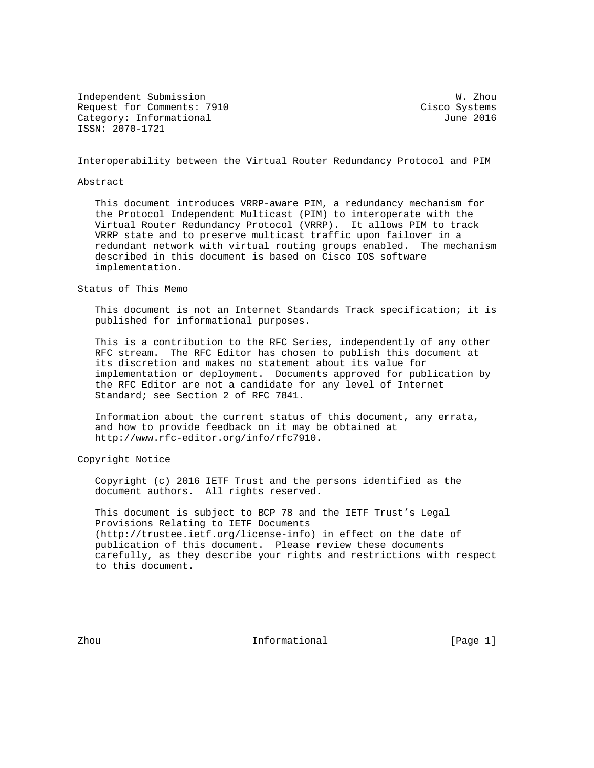Independent Submission W. Zhou
Request for Comments: 7910 Cisco Systems
Category: Informational June 2016
ISSN: 2070-1721

# Interoperability between the Virtual Router Redundancy Protocol and PIM

## Abstract

This document introduces VRRP-aware PIM, a redundancy mechanism for the Protocol Independent Multicast (PIM) to interoperate with the Virtual Router Redundancy Protocol (VRRP). It allows PIM to track VRRP state and to preserve multicast traffic upon failover in a redundant network with virtual routing groups enabled. The mechanism described in this document is based on Cisco IOS software implementation.

## Status of This Memo

This document is not an Internet Standards Track specification; it is published for informational purposes.

This is a contribution to the RFC Series, independently of any other RFC stream. The RFC Editor has chosen to publish this document at its discretion and makes no statement about its value for implementation or deployment. Documents approved for publication by the RFC Editor are not a candidate for any level of Internet Standard; see Section 2 of RFC 7841.

Information about the current status of this document, any errata, and how to provide feedback on it may be obtained at http://www.rfc-editor.org/info/rfc7910.

## Copyright Notice

Copyright (c) 2016 IETF Trust and the persons identified as the document authors. All rights reserved.

This document is subject to BCP 78 and the IETF Trust's Legal Provisions Relating to IETF Documents (http://trustee.ietf.org/license-info) in effect on the date of publication of this document. Please review these documents carefully, as they describe your rights and restrictions with respect to this document.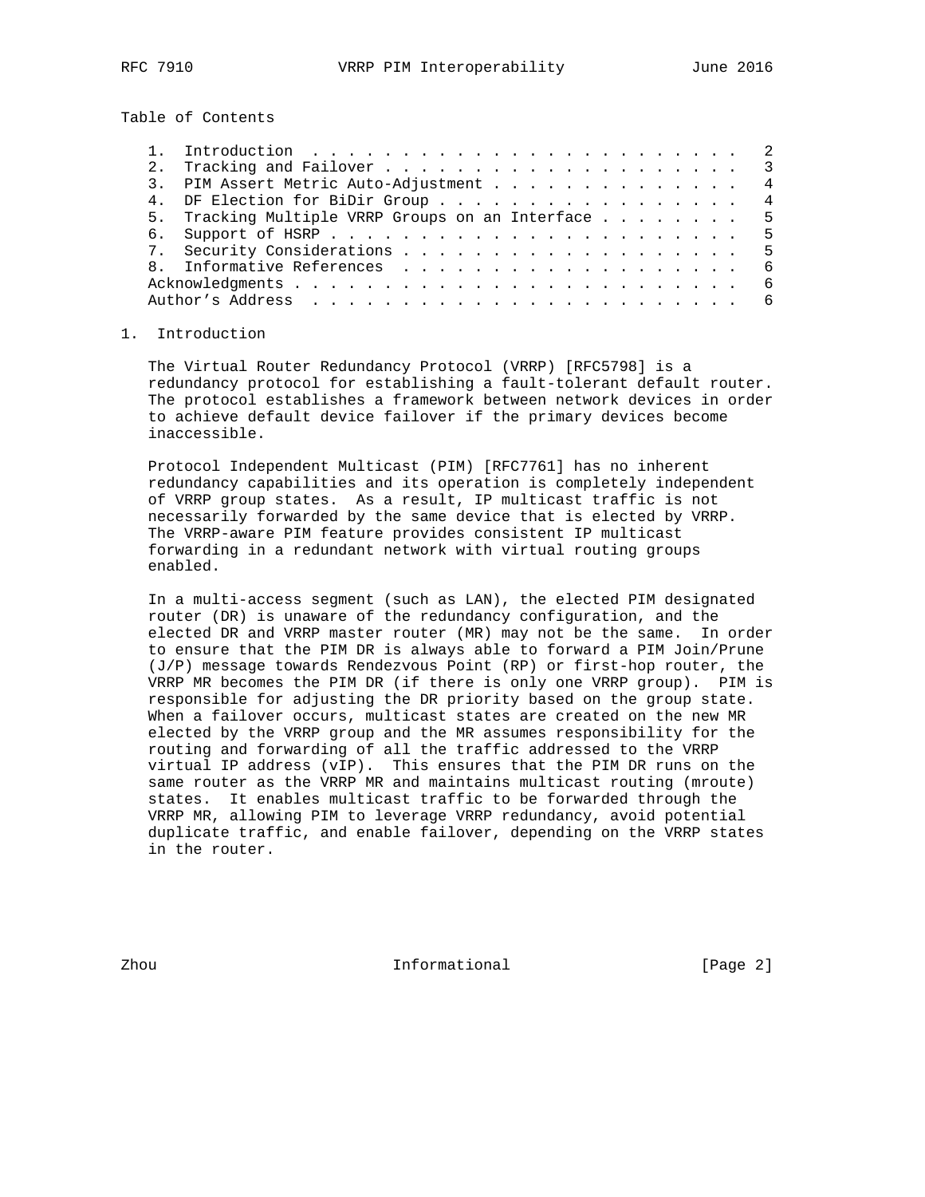Table of Contents

```
   1.  Introduction  . . . . . . . . . . . . . . . . . . . . . . . .   2
   2.  Tracking and Failover . . . . . . . . . . . . . . . . . . . .   3
   3.  PIM Assert Metric Auto-Adjustment . . . . . . . . . . . . . .   4
   4.  DF Election for BiDir Group . . . . . . . . . . . . . . . . .   4
   5.  Tracking Multiple VRRP Groups on an Interface . . . . . . . .   5
   6.  Support of HSRP . . . . . . . . . . . . . . . . . . . . . . .   5
   7.  Security Considerations . . . . . . . . . . . . . . . . . . .   5
   8.  Informative References  . . . . . . . . . . . . . . . . . . .   6
   Acknowledgments . . . . . . . . . . . . . . . . . . . . . . . . .   6
   Author's Address  . . . . . . . . . . . . . . . . . . . . . . . .   6
```

## 1. Introduction

The Virtual Router Redundancy Protocol (VRRP) [RFC5798] is a redundancy protocol for establishing a fault-tolerant default router. The protocol establishes a framework between network devices in order to achieve default device failover if the primary devices become inaccessible.

Protocol Independent Multicast (PIM) [RFC7761] has no inherent redundancy capabilities and its operation is completely independent of VRRP group states. As a result, IP multicast traffic is not necessarily forwarded by the same device that is elected by VRRP. The VRRP-aware PIM feature provides consistent IP multicast forwarding in a redundant network with virtual routing groups enabled.

In a multi-access segment (such as LAN), the elected PIM designated router (DR) is unaware of the redundancy configuration, and the elected DR and VRRP master router (MR) may not be the same. In order to ensure that the PIM DR is always able to forward a PIM Join/Prune (J/P) message towards Rendezvous Point (RP) or first-hop router, the VRRP MR becomes the PIM DR (if there is only one VRRP group). PIM is responsible for adjusting the DR priority based on the group state. When a failover occurs, multicast states are created on the new MR elected by the VRRP group and the MR assumes responsibility for the routing and forwarding of all the traffic addressed to the VRRP virtual IP address (vIP). This ensures that the PIM DR runs on the same router as the VRRP MR and maintains multicast routing (mroute) states. It enables multicast traffic to be forwarded through the VRRP MR, allowing PIM to leverage VRRP redundancy, avoid potential duplicate traffic, and enable failover, depending on the VRRP states in the router.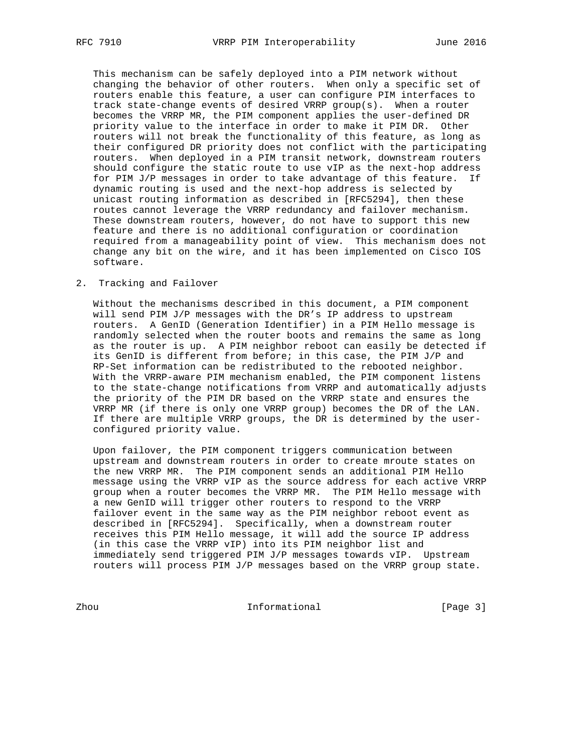This mechanism can be safely deployed into a PIM network without changing the behavior of other routers. When only a specific set of routers enable this feature, a user can configure PIM interfaces to track state-change events of desired VRRP group(s). When a router becomes the VRRP MR, the PIM component applies the user-defined DR priority value to the interface in order to make it PIM DR. Other routers will not break the functionality of this feature, as long as their configured DR priority does not conflict with the participating routers. When deployed in a PIM transit network, downstream routers should configure the static route to use vIP as the next-hop address for PIM J/P messages in order to take advantage of this feature. If dynamic routing is used and the next-hop address is selected by unicast routing information as described in [RFC5294], then these routes cannot leverage the VRRP redundancy and failover mechanism. These downstream routers, however, do not have to support this new feature and there is no additional configuration or coordination required from a manageability point of view. This mechanism does not change any bit on the wire, and it has been implemented on Cisco IOS software.

## 2. Tracking and Failover

Without the mechanisms described in this document, a PIM component will send PIM J/P messages with the DR's IP address to upstream routers. A GenID (Generation Identifier) in a PIM Hello message is randomly selected when the router boots and remains the same as long as the router is up. A PIM neighbor reboot can easily be detected if its GenID is different from before; in this case, the PIM J/P and RP-Set information can be redistributed to the rebooted neighbor. With the VRRP-aware PIM mechanism enabled, the PIM component listens to the state-change notifications from VRRP and automatically adjusts the priority of the PIM DR based on the VRRP state and ensures the VRRP MR (if there is only one VRRP group) becomes the DR of the LAN. If there are multiple VRRP groups, the DR is determined by the user-configured priority value.

Upon failover, the PIM component triggers communication between upstream and downstream routers in order to create mroute states on the new VRRP MR. The PIM component sends an additional PIM Hello message using the VRRP vIP as the source address for each active VRRP group when a router becomes the VRRP MR. The PIM Hello message with a new GenID will trigger other routers to respond to the VRRP failover event in the same way as the PIM neighbor reboot event as described in [RFC5294]. Specifically, when a downstream router receives this PIM Hello message, it will add the source IP address (in this case the VRRP vIP) into its PIM neighbor list and immediately send triggered PIM J/P messages towards vIP. Upstream routers will process PIM J/P messages based on the VRRP group state.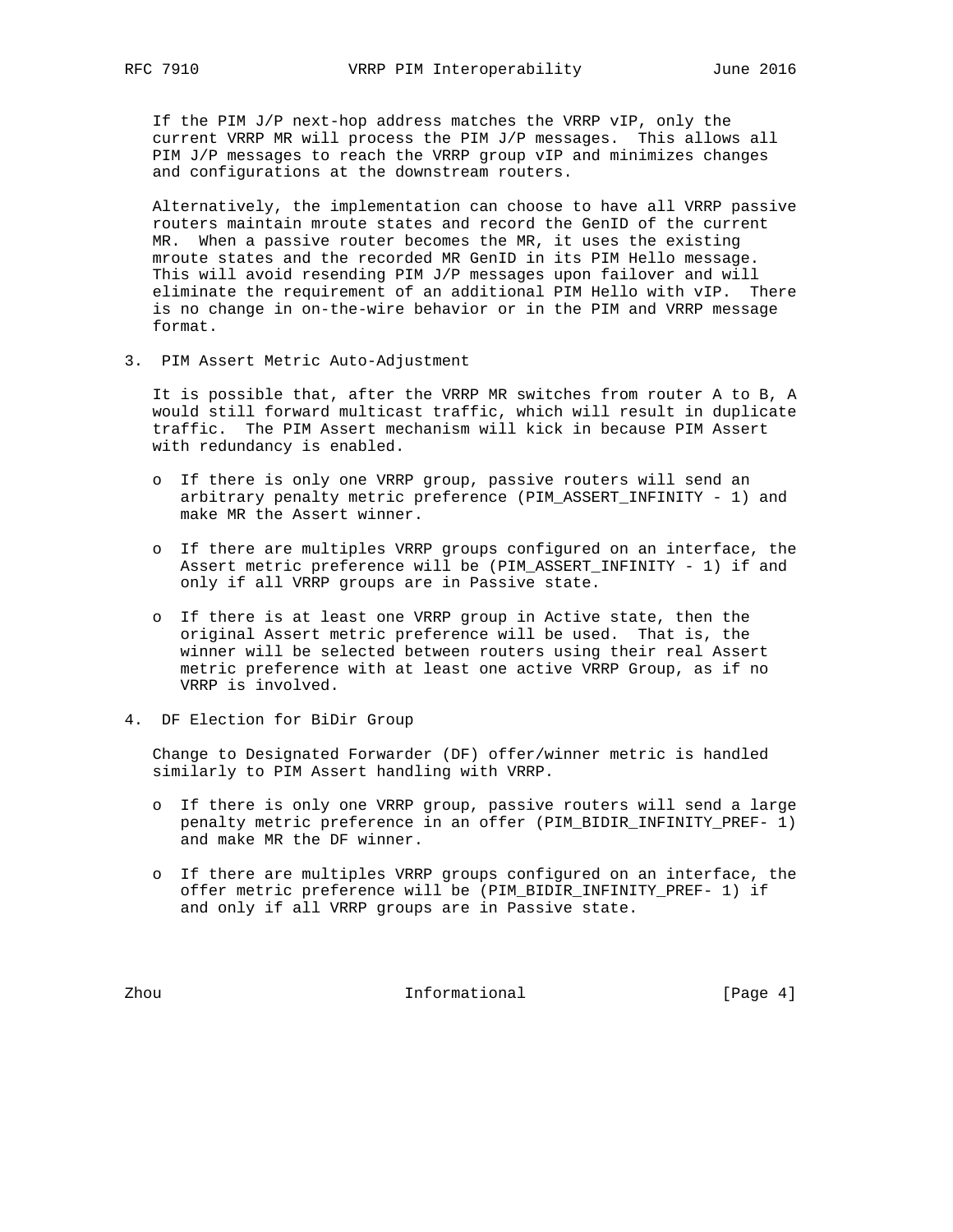If the PIM J/P next-hop address matches the VRRP vIP, only the current VRRP MR will process the PIM J/P messages. This allows all PIM J/P messages to reach the VRRP group vIP and minimizes changes and configurations at the downstream routers.

Alternatively, the implementation can choose to have all VRRP passive routers maintain mroute states and record the GenID of the current MR. When a passive router becomes the MR, it uses the existing mroute states and the recorded MR GenID in its PIM Hello message. This will avoid resending PIM J/P messages upon failover and will eliminate the requirement of an additional PIM Hello with vIP. There is no change in on-the-wire behavior or in the PIM and VRRP message format.

## 3. PIM Assert Metric Auto-Adjustment

It is possible that, after the VRRP MR switches from router A to B, A would still forward multicast traffic, which will result in duplicate traffic. The PIM Assert mechanism will kick in because PIM Assert with redundancy is enabled.

- If there is only one VRRP group, passive routers will send an arbitrary penalty metric preference (PIM_ASSERT_INFINITY - 1) and make MR the Assert winner.
- If there are multiples VRRP groups configured on an interface, the Assert metric preference will be (PIM_ASSERT_INFINITY - 1) if and only if all VRRP groups are in Passive state.
- If there is at least one VRRP group in Active state, then the original Assert metric preference will be used. That is, the winner will be selected between routers using their real Assert metric preference with at least one active VRRP Group, as if no VRRP is involved.

## 4. DF Election for BiDir Group

Change to Designated Forwarder (DF) offer/winner metric is handled similarly to PIM Assert handling with VRRP.

- If there is only one VRRP group, passive routers will send a large penalty metric preference in an offer (PIM_BIDIR_INFINITY_PREF- 1) and make MR the DF winner.
- If there are multiples VRRP groups configured on an interface, the offer metric preference will be (PIM_BIDIR_INFINITY_PREF- 1) if and only if all VRRP groups are in Passive state.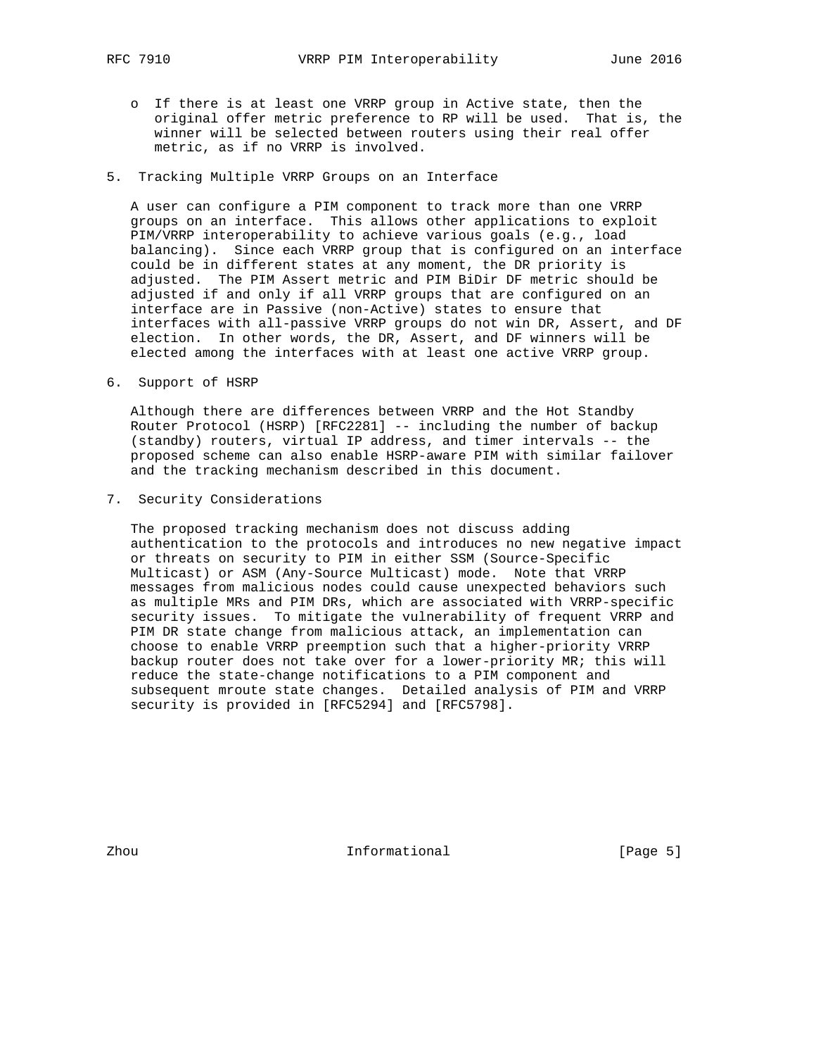- If there is at least one VRRP group in Active state, then the original offer metric preference to RP will be used. That is, the winner will be selected between routers using their real offer metric, as if no VRRP is involved.

## 5. Tracking Multiple VRRP Groups on an Interface

A user can configure a PIM component to track more than one VRRP groups on an interface. This allows other applications to exploit PIM/VRRP interoperability to achieve various goals (e.g., load balancing). Since each VRRP group that is configured on an interface could be in different states at any moment, the DR priority is adjusted. The PIM Assert metric and PIM BiDir DF metric should be adjusted if and only if all VRRP groups that are configured on an interface are in Passive (non-Active) states to ensure that interfaces with all-passive VRRP groups do not win DR, Assert, and DF election. In other words, the DR, Assert, and DF winners will be elected among the interfaces with at least one active VRRP group.

## 6. Support of HSRP

Although there are differences between VRRP and the Hot Standby Router Protocol (HSRP) [RFC2281] -- including the number of backup (standby) routers, virtual IP address, and timer intervals -- the proposed scheme can also enable HSRP-aware PIM with similar failover and the tracking mechanism described in this document.

## 7. Security Considerations

The proposed tracking mechanism does not discuss adding authentication to the protocols and introduces no new negative impact or threats on security to PIM in either SSM (Source-Specific Multicast) or ASM (Any-Source Multicast) mode. Note that VRRP messages from malicious nodes could cause unexpected behaviors such as multiple MRs and PIM DRs, which are associated with VRRP-specific security issues. To mitigate the vulnerability of frequent VRRP and PIM DR state change from malicious attack, an implementation can choose to enable VRRP preemption such that a higher-priority VRRP backup router does not take over for a lower-priority MR; this will reduce the state-change notifications to a PIM component and subsequent mroute state changes. Detailed analysis of PIM and VRRP security is provided in [RFC5294] and [RFC5798].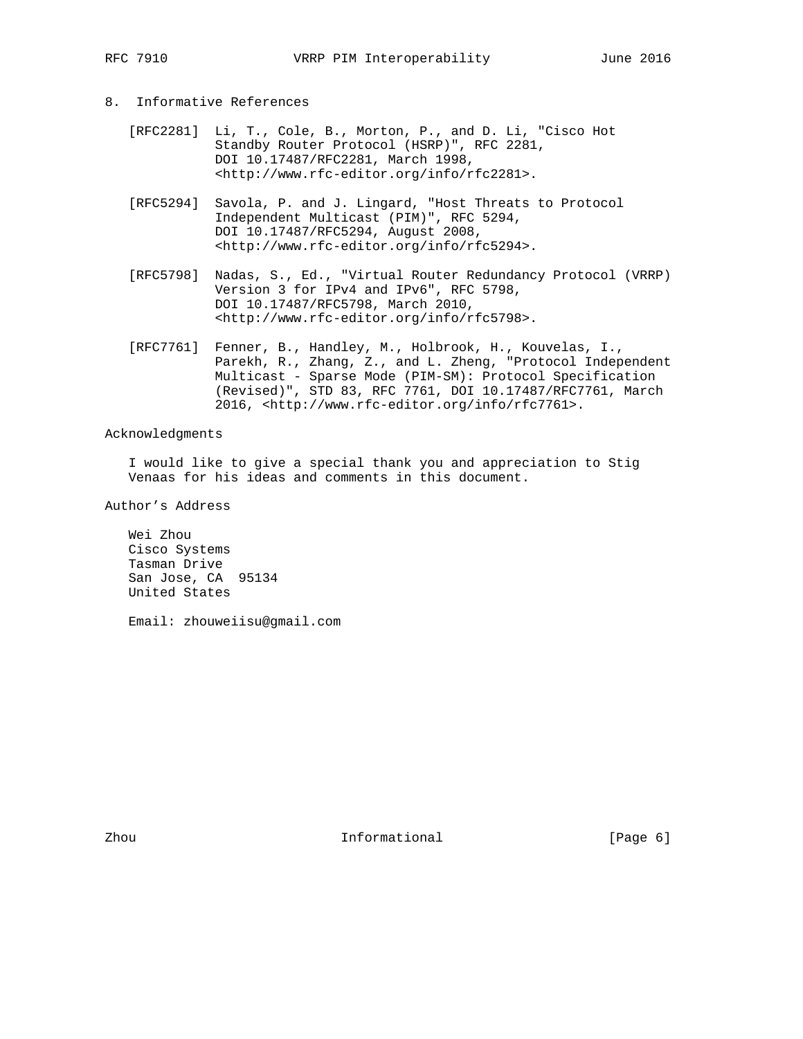## 8. Informative References

[RFC2281] Li, T., Cole, B., Morton, P., and D. Li, "Cisco Hot Standby Router Protocol (HSRP)", RFC 2281, DOI 10.17487/RFC2281, March 1998, <http://www.rfc-editor.org/info/rfc2281>.

[RFC5294] Savola, P. and J. Lingard, "Host Threats to Protocol Independent Multicast (PIM)", RFC 5294, DOI 10.17487/RFC5294, August 2008, <http://www.rfc-editor.org/info/rfc5294>.

[RFC5798] Nadas, S., Ed., "Virtual Router Redundancy Protocol (VRRP) Version 3 for IPv4 and IPv6", RFC 5798, DOI 10.17487/RFC5798, March 2010, <http://www.rfc-editor.org/info/rfc5798>.

[RFC7761] Fenner, B., Handley, M., Holbrook, H., Kouvelas, I., Parekh, R., Zhang, Z., and L. Zheng, "Protocol Independent Multicast - Sparse Mode (PIM-SM): Protocol Specification (Revised)", STD 83, RFC 7761, DOI 10.17487/RFC7761, March 2016, <http://www.rfc-editor.org/info/rfc7761>.

## Acknowledgments

I would like to give a special thank you and appreciation to Stig Venaas for his ideas and comments in this document.

## Author's Address

Wei Zhou
Cisco Systems
Tasman Drive
San Jose, CA 95134
United States

Email: zhouweiisu@gmail.com